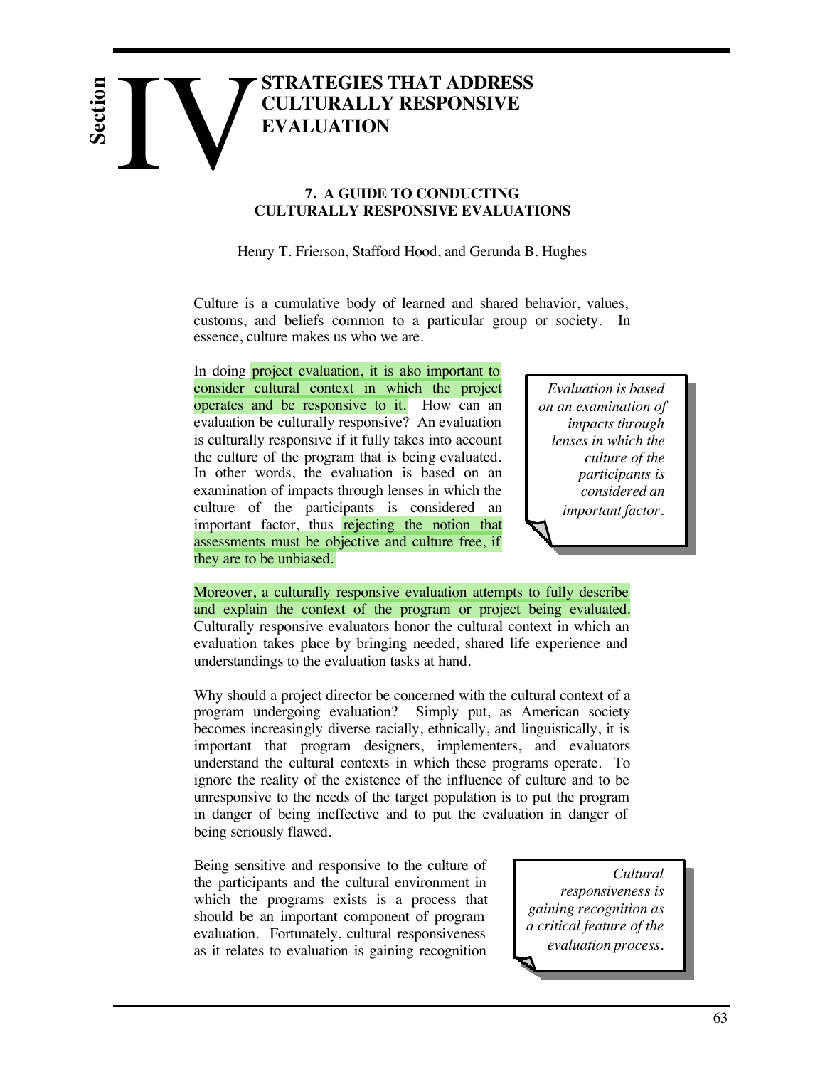# Section IV STRATEGIES THAT ADDRESS CULTURALLY RESPONSIVE EVALUATION

## 7. A GUIDE TO CONDUCTING CULTURALLY RESPONSIVE EVALUATIONS

Henry T. Frierson, Stafford Hood, and Gerunda B. Hughes

Culture is a cumulative body of learned and shared behavior, values, customs, and beliefs common to a particular group or society. In essence, culture makes us who we are.

In doing project evaluation, it is also important to consider cultural context in which the project operates and be responsive to it. How can an evaluation be culturally responsive? An evaluation is culturally responsive if it fully takes into account the culture of the program that is being evaluated. In other words, the evaluation is based on an examination of impacts through lenses in which the culture of the participants is considered an important factor, thus rejecting the notion that assessments must be objective and culture free, if they are to be unbiased.

> *Evaluation is based on an examination of impacts through lenses in which the culture of the participants is considered an important factor.*

Moreover, a culturally responsive evaluation attempts to fully describe and explain the context of the program or project being evaluated. Culturally responsive evaluators honor the cultural context in which an evaluation takes place by bringing needed, shared life experience and understandings to the evaluation tasks at hand.

Why should a project director be concerned with the cultural context of a program undergoing evaluation? Simply put, as American society becomes increasingly diverse racially, ethnically, and linguistically, it is important that program designers, implementers, and evaluators understand the cultural contexts in which these programs operate. To ignore the reality of the existence of the influence of culture and to be unresponsive to the needs of the target population is to put the program in danger of being ineffective and to put the evaluation in danger of being seriously flawed.

Being sensitive and responsive to the culture of the participants and the cultural environment in which the programs exists is a process that should be an important component of program evaluation. Fortunately, cultural responsiveness as it relates to evaluation is gaining recognition

> *Cultural responsiveness is gaining recognition as a critical feature of the evaluation process.*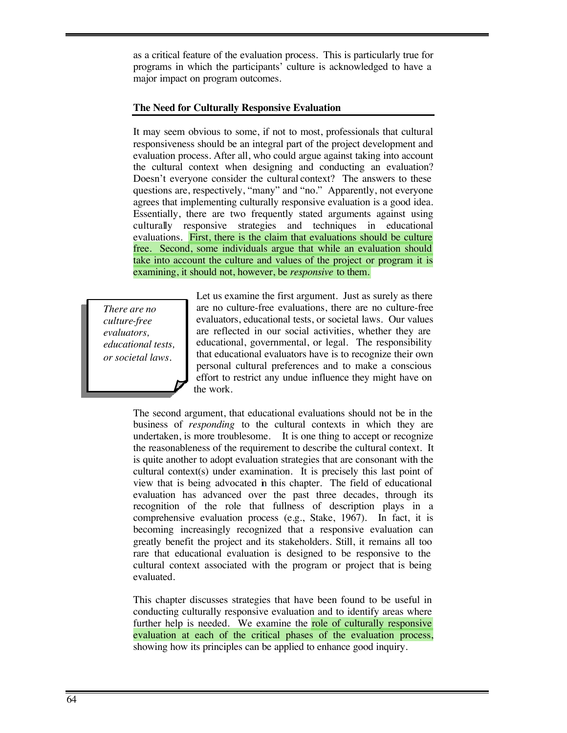as a critical feature of the evaluation process. This is particularly true for programs in which the participants' culture is acknowledged to have a major impact on program outcomes.

### The Need for Culturally Responsive Evaluation

It may seem obvious to some, if not to most, professionals that cultural responsiveness should be an integral part of the project development and evaluation process. After all, who could argue against taking into account the cultural context when designing and conducting an evaluation? Doesn't everyone consider the cultural context? The answers to these questions are, respectively, "many" and "no." Apparently, not everyone agrees that implementing culturally responsive evaluation is a good idea. Essentially, there are two frequently stated arguments against using culturally responsive strategies and techniques in educational evaluations. First, there is the claim that evaluations should be culture free. Second, some individuals argue that while an evaluation should take into account the culture and values of the project or program it is examining, it should not, however, be *responsive* to them.

> *There are no culture-free evaluators, educational tests, or societal laws.*

Let us examine the first argument. Just as surely as there are no culture-free evaluations, there are no culture-free evaluators, educational tests, or societal laws. Our values are reflected in our social activities, whether they are educational, governmental, or legal. The responsibility that educational evaluators have is to recognize their own personal cultural preferences and to make a conscious effort to restrict any undue influence they might have on the work.

The second argument, that educational evaluations should not be in the business of *responding* to the cultural contexts in which they are undertaken, is more troublesome. It is one thing to accept or recognize the reasonableness of the requirement to describe the cultural context. It is quite another to adopt evaluation strategies that are consonant with the cultural context(s) under examination. It is precisely this last point of view that is being advocated in this chapter. The field of educational evaluation has advanced over the past three decades, through its recognition of the role that fullness of description plays in a comprehensive evaluation process (e.g., Stake, 1967). In fact, it is becoming increasingly recognized that a responsive evaluation can greatly benefit the project and its stakeholders. Still, it remains all too rare that educational evaluation is designed to be responsive to the cultural context associated with the program or project that is being evaluated.

This chapter discusses strategies that have been found to be useful in conducting culturally responsive evaluation and to identify areas where further help is needed. We examine the role of culturally responsive evaluation at each of the critical phases of the evaluation process, showing how its principles can be applied to enhance good inquiry.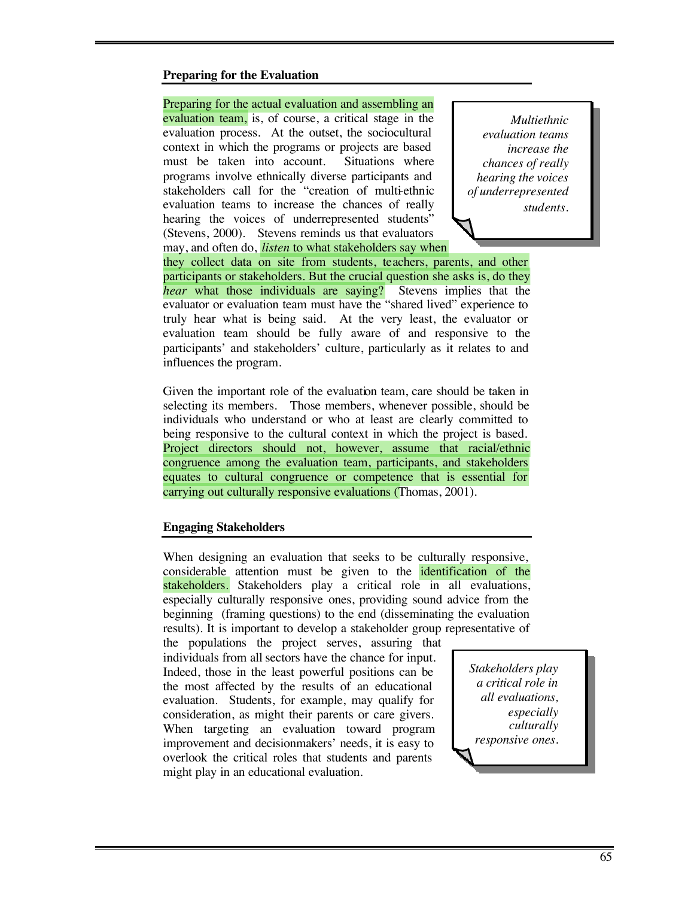### Preparing for the Evaluation

Preparing for the actual evaluation and assembling an evaluation team, is, of course, a critical stage in the evaluation process. At the outset, the sociocultural context in which the programs or projects are based must be taken into account. Situations where programs involve ethnically diverse participants and stakeholders call for the "creation of multi-ethnic evaluation teams to increase the chances of really hearing the voices of underrepresented students" (Stevens, 2000). Stevens reminds us that evaluators may, and often do, *listen* to what stakeholders say when they collect data on site from students, teachers, parents, and other participants or stakeholders. But the crucial question she asks is, do they *hear* what those individuals are saying? Stevens implies that the evaluator or evaluation team must have the "shared lived" experience to truly hear what is being said. At the very least, the evaluator or evaluation team should be fully aware of and responsive to the participants' and stakeholders' culture, particularly as it relates to and influences the program.

> *Multiethnic evaluation teams increase the chances of really hearing the voices of underrepresented students.*

Given the important role of the evaluation team, care should be taken in selecting its members. Those members, whenever possible, should be individuals who understand or who at least are clearly committed to being responsive to the cultural context in which the project is based. Project directors should not, however, assume that racial/ethnic congruence among the evaluation team, participants, and stakeholders equates to cultural congruence or competence that is essential for carrying out culturally responsive evaluations (Thomas, 2001).

### Engaging Stakeholders

When designing an evaluation that seeks to be culturally responsive, considerable attention must be given to the identification of the stakeholders. Stakeholders play a critical role in all evaluations, especially culturally responsive ones, providing sound advice from the beginning (framing questions) to the end (disseminating the evaluation results). It is important to develop a stakeholder group representative of the populations the project serves, assuring that individuals from all sectors have the chance for input. Indeed, those in the least powerful positions can be the most affected by the results of an educational evaluation. Students, for example, may qualify for consideration, as might their parents or care givers. When targeting an evaluation toward program improvement and decisionmakers' needs, it is easy to overlook the critical roles that students and parents might play in an educational evaluation.

> *Stakeholders play a critical role in all evaluations, especially culturally responsive ones.*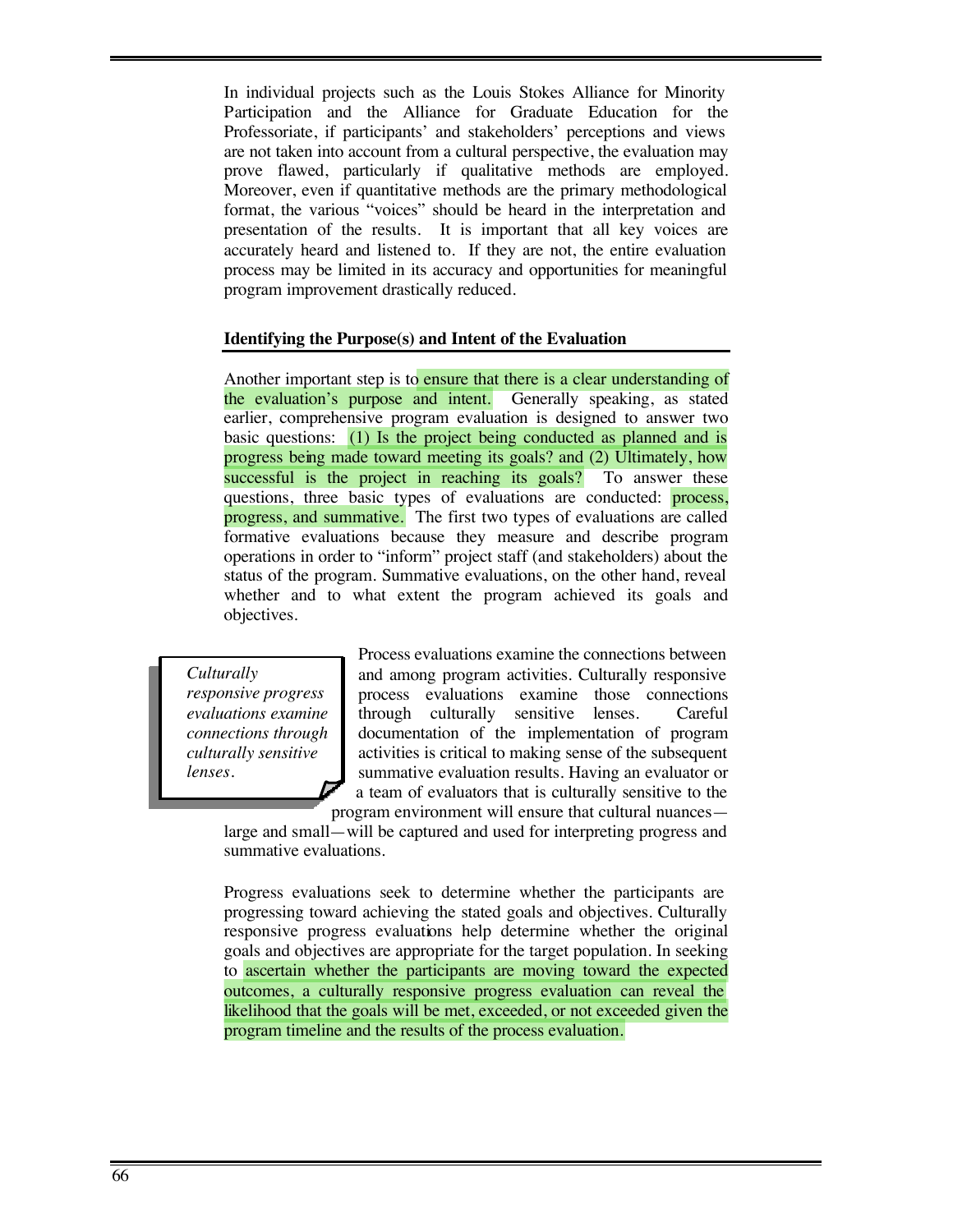In individual projects such as the Louis Stokes Alliance for Minority Participation and the Alliance for Graduate Education for the Professoriate, if participants' and stakeholders' perceptions and views are not taken into account from a cultural perspective, the evaluation may prove flawed, particularly if qualitative methods are employed. Moreover, even if quantitative methods are the primary methodological format, the various "voices" should be heard in the interpretation and presentation of the results. It is important that all key voices are accurately heard and listened to. If they are not, the entire evaluation process may be limited in its accuracy and opportunities for meaningful program improvement drastically reduced.

**Identifying the Purpose(s) and Intent of the Evaluation**

Another important step is to ensure that there is a clear understanding of the evaluation's purpose and intent. Generally speaking, as stated earlier, comprehensive program evaluation is designed to answer two basic questions: (1) Is the project being conducted as planned and is progress being made toward meeting its goals? and (2) Ultimately, how successful is the project in reaching its goals? To answer these questions, three basic types of evaluations are conducted: process, progress, and summative. The first two types of evaluations are called formative evaluations because they measure and describe program operations in order to "inform" project staff (and stakeholders) about the status of the program. Summative evaluations, on the other hand, reveal whether and to what extent the program achieved its goals and objectives.

*Culturally responsive progress evaluations examine connections through culturally sensitive lenses.*

Process evaluations examine the connections between and among program activities. Culturally responsive process evaluations examine those connections through culturally sensitive lenses. Careful documentation of the implementation of program activities is critical to making sense of the subsequent summative evaluation results. Having an evaluator or a team of evaluators that is culturally sensitive to the program environment will ensure that cultural nuances—large and small—will be captured and used for interpreting progress and summative evaluations.

Progress evaluations seek to determine whether the participants are progressing toward achieving the stated goals and objectives. Culturally responsive progress evaluations help determine whether the original goals and objectives are appropriate for the target population. In seeking to ascertain whether the participants are moving toward the expected outcomes, a culturally responsive progress evaluation can reveal the likelihood that the goals will be met, exceeded, or not exceeded given the program timeline and the results of the process evaluation.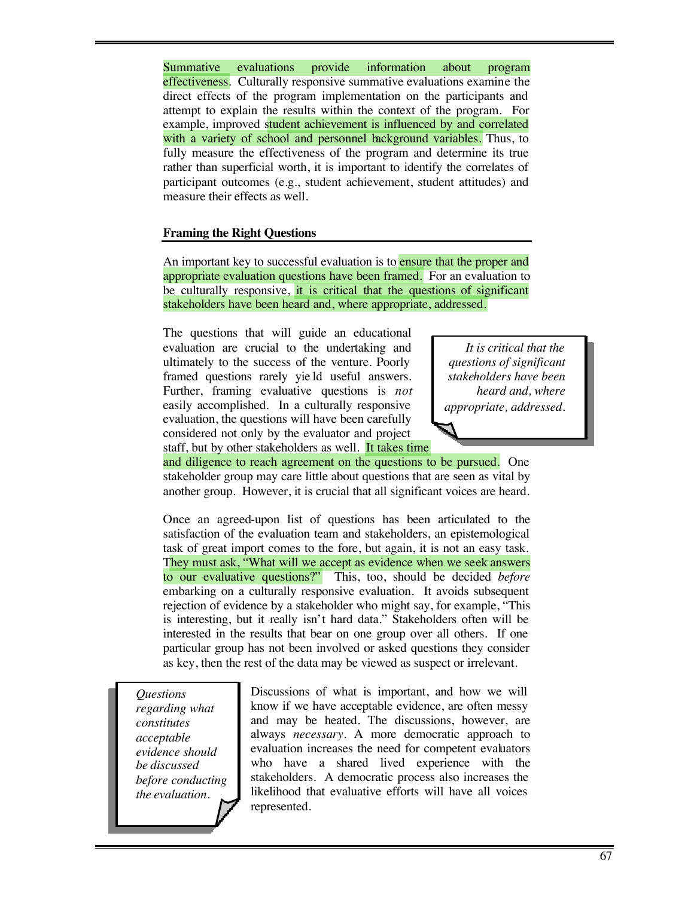Summative evaluations provide information about program effectiveness. Culturally responsive summative evaluations examine the direct effects of the program implementation on the participants and attempt to explain the results within the context of the program. For example, improved student achievement is influenced by and correlated with a variety of school and personnel background variables. Thus, to fully measure the effectiveness of the program and determine its true rather than superficial worth, it is important to identify the correlates of participant outcomes (e.g., student achievement, student attitudes) and measure their effects as well.

### Framing the Right Questions

An important key to successful evaluation is to ensure that the proper and appropriate evaluation questions have been framed. For an evaluation to be culturally responsive, it is critical that the questions of significant stakeholders have been heard and, where appropriate, addressed.

> *It is critical that the questions of significant stakeholders have been heard and, where appropriate, addressed.*

The questions that will guide an educational evaluation are crucial to the undertaking and ultimately to the success of the venture. Poorly framed questions rarely yield useful answers. Further, framing evaluative questions is *not* easily accomplished. In a culturally responsive evaluation, the questions will have been carefully considered not only by the evaluator and project staff, but by other stakeholders as well. It takes time and diligence to reach agreement on the questions to be pursued. One stakeholder group may care little about questions that are seen as vital by another group. However, it is crucial that all significant voices are heard.

Once an agreed-upon list of questions has been articulated to the satisfaction of the evaluation team and stakeholders, an epistemological task of great import comes to the fore, but again, it is not an easy task. They must ask, "What will we accept as evidence when we seek answers to our evaluative questions?" This, too, should be decided *before* embarking on a culturally responsive evaluation. It avoids subsequent rejection of evidence by a stakeholder who might say, for example, "This is interesting, but it really isn't hard data." Stakeholders often will be interested in the results that bear on one group over all others. If one particular group has not been involved or asked questions they consider as key, then the rest of the data may be viewed as suspect or irrelevant.

> *Questions regarding what constitutes acceptable evidence should be discussed before conducting the evaluation.*

Discussions of what is important, and how we will know if we have acceptable evidence, are often messy and may be heated. The discussions, however, are always *necessary*. A more democratic approach to evaluation increases the need for competent evaluators who have a shared lived experience with the stakeholders. A democratic process also increases the likelihood that evaluative efforts will have all voices represented.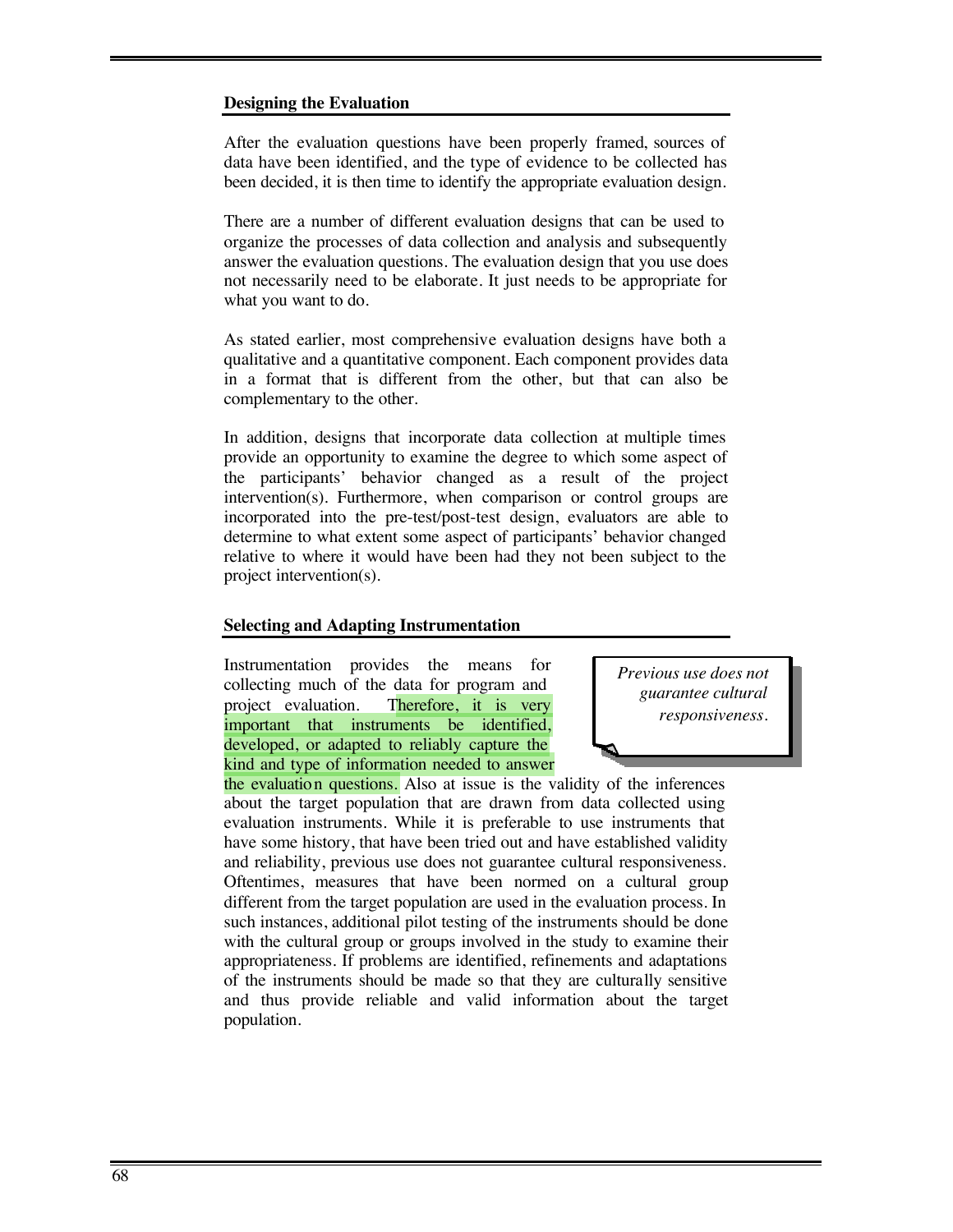### Designing the Evaluation

After the evaluation questions have been properly framed, sources of data have been identified, and the type of evidence to be collected has been decided, it is then time to identify the appropriate evaluation design.

There are a number of different evaluation designs that can be used to organize the processes of data collection and analysis and subsequently answer the evaluation questions. The evaluation design that you use does not necessarily need to be elaborate. It just needs to be appropriate for what you want to do.

As stated earlier, most comprehensive evaluation designs have both a qualitative and a quantitative component. Each component provides data in a format that is different from the other, but that can also be complementary to the other.

In addition, designs that incorporate data collection at multiple times provide an opportunity to examine the degree to which some aspect of the participants' behavior changed as a result of the project intervention(s). Furthermore, when comparison or control groups are incorporated into the pre-test/post-test design, evaluators are able to determine to what extent some aspect of participants' behavior changed relative to where it would have been had they not been subject to the project intervention(s).

### Selecting and Adapting Instrumentation

> *Previous use does not guarantee cultural responsiveness.*

Instrumentation provides the means for collecting much of the data for program and project evaluation. Therefore, it is very important that instruments be identified, developed, or adapted to reliably capture the kind and type of information needed to answer the evaluation questions. Also at issue is the validity of the inferences about the target population that are drawn from data collected using evaluation instruments. While it is preferable to use instruments that have some history, that have been tried out and have established validity and reliability, previous use does not guarantee cultural responsiveness. Oftentimes, measures that have been normed on a cultural group different from the target population are used in the evaluation process. In such instances, additional pilot testing of the instruments should be done with the cultural group or groups involved in the study to examine their appropriateness. If problems are identified, refinements and adaptations of the instruments should be made so that they are culturally sensitive and thus provide reliable and valid information about the target population.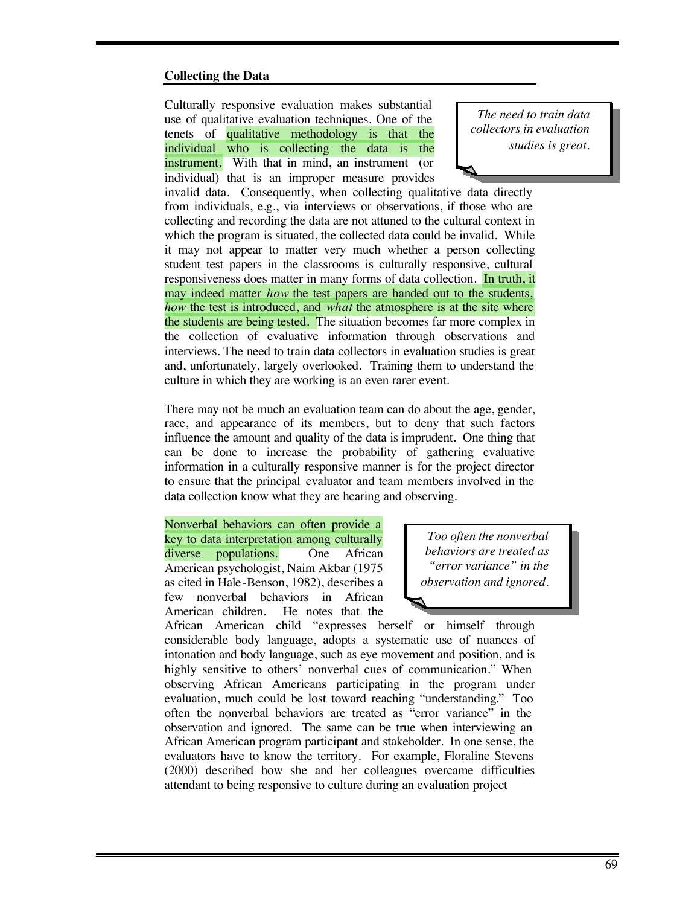**Collecting the Data**

Culturally responsive evaluation makes substantial use of qualitative evaluation techniques. One of the tenets of qualitative methodology is that the individual who is collecting the data is the instrument. With that in mind, an instrument (or individual) that is an improper measure provides invalid data. Consequently, when collecting qualitative data directly from individuals, e.g., via interviews or observations, if those who are collecting and recording the data are not attuned to the cultural context in which the program is situated, the collected data could be invalid. While it may not appear to matter very much whether a person collecting student test papers in the classrooms is culturally responsive, cultural responsiveness does matter in many forms of data collection. In truth, it may indeed matter *how* the test papers are handed out to the students, *how* the test is introduced, and *what* the atmosphere is at the site where the students are being tested. The situation becomes far more complex in the collection of evaluative information through observations and interviews. The need to train data collectors in evaluation studies is great and, unfortunately, largely overlooked. Training them to understand the culture in which they are working is an even rarer event.

> *The need to train data collectors in evaluation studies is great.*

There may not be much an evaluation team can do about the age, gender, race, and appearance of its members, but to deny that such factors influence the amount and quality of the data is imprudent. One thing that can be done to increase the probability of gathering evaluative information in a culturally responsive manner is for the project director to ensure that the principal evaluator and team members involved in the data collection know what they are hearing and observing.

Nonverbal behaviors can often provide a key to data interpretation among culturally diverse populations. One African American psychologist, Naim Akbar (1975 as cited in Hale-Benson, 1982), describes a few nonverbal behaviors in African American children. He notes that the African American child "expresses herself or himself through considerable body language, adopts a systematic use of nuances of intonation and body language, such as eye movement and position, and is highly sensitive to others' nonverbal cues of communication." When observing African Americans participating in the program under evaluation, much could be lost toward reaching "understanding." Too often the nonverbal behaviors are treated as "error variance" in the observation and ignored. The same can be true when interviewing an African American program participant and stakeholder. In one sense, the evaluators have to know the territory. For example, Floraline Stevens (2000) described how she and her colleagues overcame difficulties attendant to being responsive to culture during an evaluation project

> *Too often the nonverbal behaviors are treated as "error variance" in the observation and ignored.*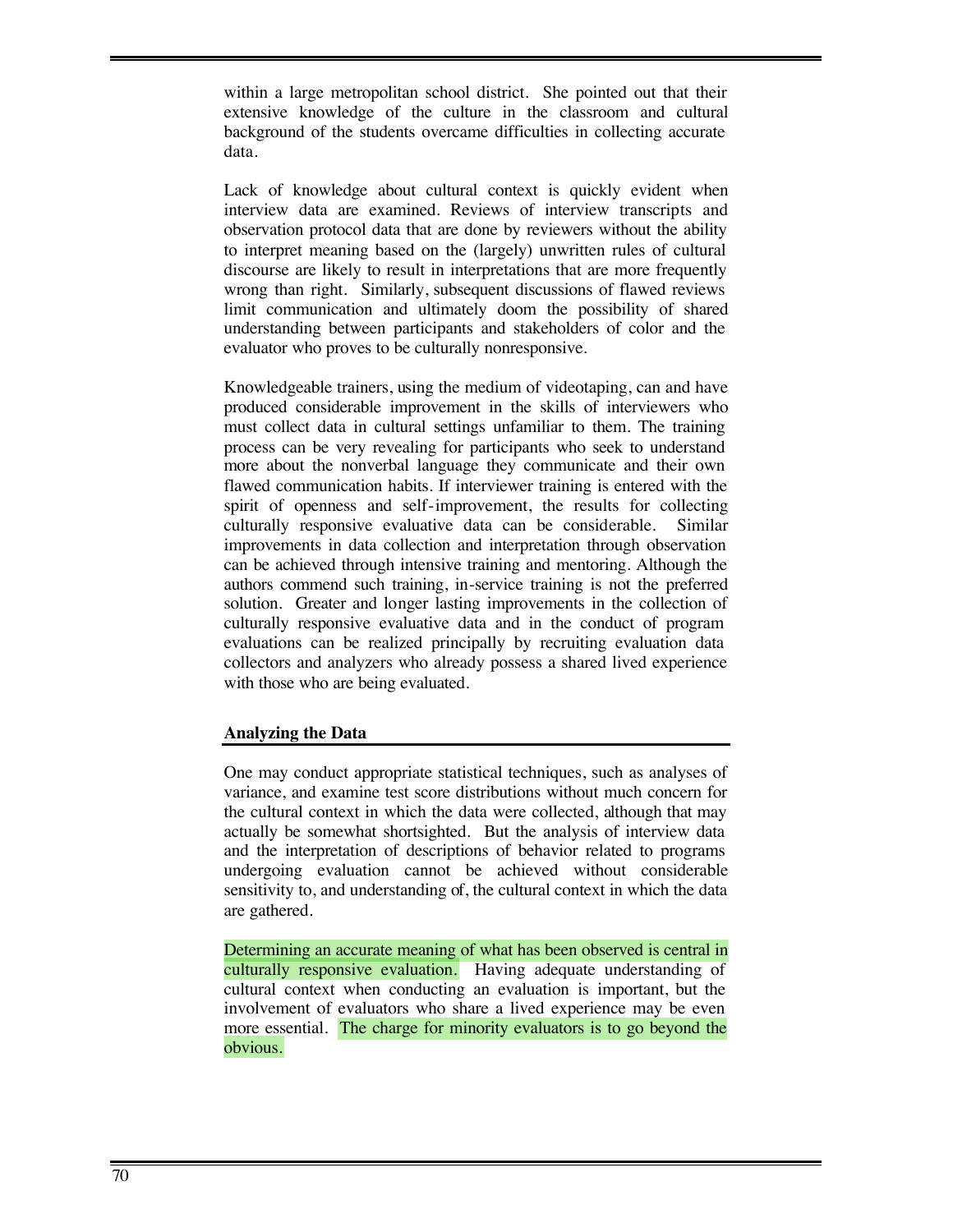within a large metropolitan school district. She pointed out that their extensive knowledge of the culture in the classroom and cultural background of the students overcame difficulties in collecting accurate data.

Lack of knowledge about cultural context is quickly evident when interview data are examined. Reviews of interview transcripts and observation protocol data that are done by reviewers without the ability to interpret meaning based on the (largely) unwritten rules of cultural discourse are likely to result in interpretations that are more frequently wrong than right. Similarly, subsequent discussions of flawed reviews limit communication and ultimately doom the possibility of shared understanding between participants and stakeholders of color and the evaluator who proves to be culturally nonresponsive.

Knowledgeable trainers, using the medium of videotaping, can and have produced considerable improvement in the skills of interviewers who must collect data in cultural settings unfamiliar to them. The training process can be very revealing for participants who seek to understand more about the nonverbal language they communicate and their own flawed communication habits. If interviewer training is entered with the spirit of openness and self-improvement, the results for collecting culturally responsive evaluative data can be considerable. Similar improvements in data collection and interpretation through observation can be achieved through intensive training and mentoring. Although the authors commend such training, in-service training is not the preferred solution. Greater and longer lasting improvements in the collection of culturally responsive evaluative data and in the conduct of program evaluations can be realized principally by recruiting evaluation data collectors and analyzers who already possess a shared lived experience with those who are being evaluated.

## Analyzing the Data

One may conduct appropriate statistical techniques, such as analyses of variance, and examine test score distributions without much concern for the cultural context in which the data were collected, although that may actually be somewhat shortsighted. But the analysis of interview data and the interpretation of descriptions of behavior related to programs undergoing evaluation cannot be achieved without considerable sensitivity to, and understanding of, the cultural context in which the data are gathered.

Determining an accurate meaning of what has been observed is central in culturally responsive evaluation. Having adequate understanding of cultural context when conducting an evaluation is important, but the involvement of evaluators who share a lived experience may be even more essential. The charge for minority evaluators is to go beyond the obvious.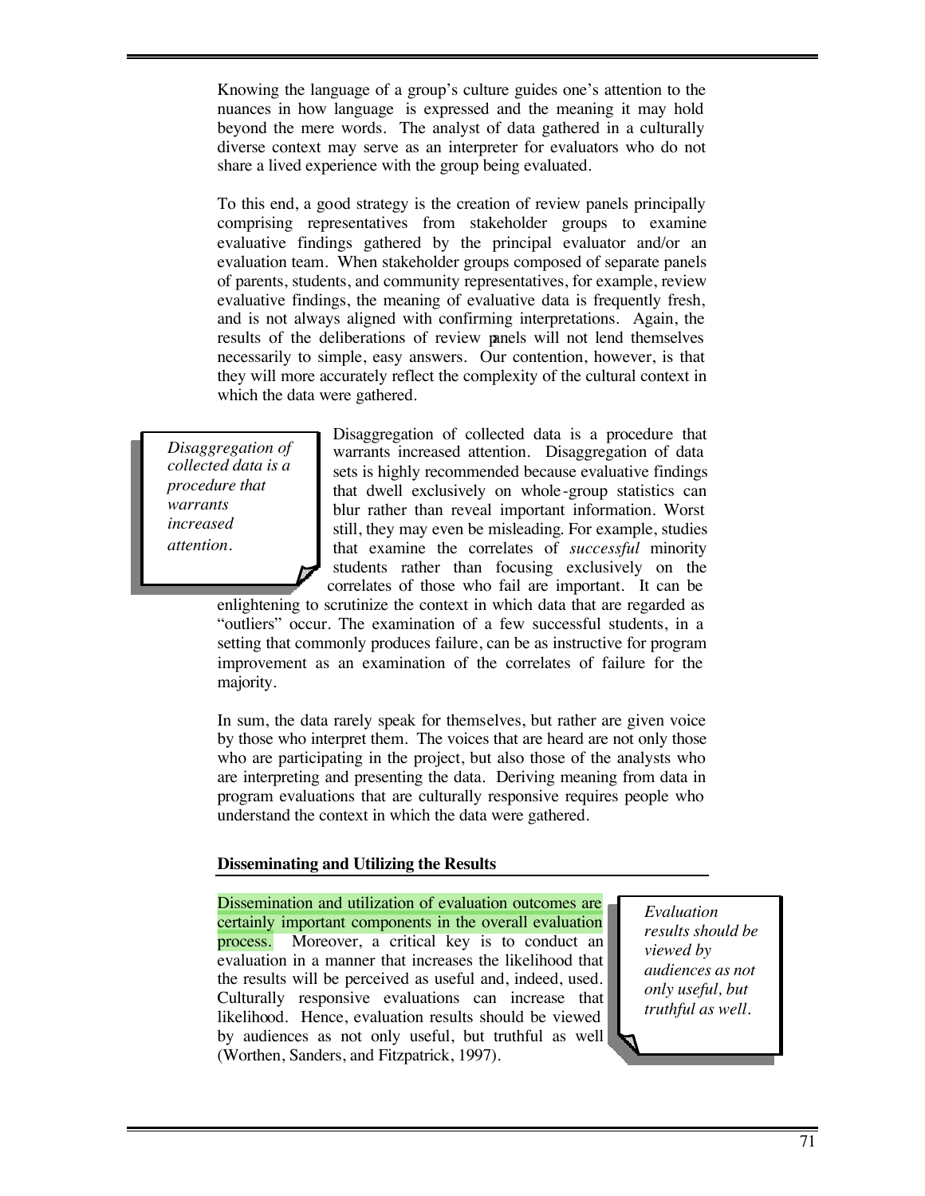Knowing the language of a group's culture guides one's attention to the nuances in how language is expressed and the meaning it may hold beyond the mere words. The analyst of data gathered in a culturally diverse context may serve as an interpreter for evaluators who do not share a lived experience with the group being evaluated.

To this end, a good strategy is the creation of review panels principally comprising representatives from stakeholder groups to examine evaluative findings gathered by the principal evaluator and/or an evaluation team. When stakeholder groups composed of separate panels of parents, students, and community representatives, for example, review evaluative findings, the meaning of evaluative data is frequently fresh, and is not always aligned with confirming interpretations. Again, the results of the deliberations of review panels will not lend themselves necessarily to simple, easy answers. Our contention, however, is that they will more accurately reflect the complexity of the cultural context in which the data were gathered.

> *Disaggregation of collected data is a procedure that warrants increased attention.*

Disaggregation of collected data is a procedure that warrants increased attention. Disaggregation of data sets is highly recommended because evaluative findings that dwell exclusively on whole-group statistics can blur rather than reveal important information. Worst still, they may even be misleading. For example, studies that examine the correlates of *successful* minority students rather than focusing exclusively on the correlates of those who fail are important. It can be enlightening to scrutinize the context in which data that are regarded as "outliers" occur. The examination of a few successful students, in a setting that commonly produces failure, can be as instructive for program improvement as an examination of the correlates of failure for the majority.

In sum, the data rarely speak for themselves, but rather are given voice by those who interpret them. The voices that are heard are not only those who are participating in the project, but also those of the analysts who are interpreting and presenting the data. Deriving meaning from data in program evaluations that are culturally responsive requires people who understand the context in which the data were gathered.

## Disseminating and Utilizing the Results

Dissemination and utilization of evaluation outcomes are certainly important components in the overall evaluation process. Moreover, a critical key is to conduct an evaluation in a manner that increases the likelihood that the results will be perceived as useful and, indeed, used. Culturally responsive evaluations can increase that likelihood. Hence, evaluation results should be viewed by audiences as not only useful, but truthful as well (Worthen, Sanders, and Fitzpatrick, 1997).

> *Evaluation results should be viewed by audiences as not only useful, but truthful as well.*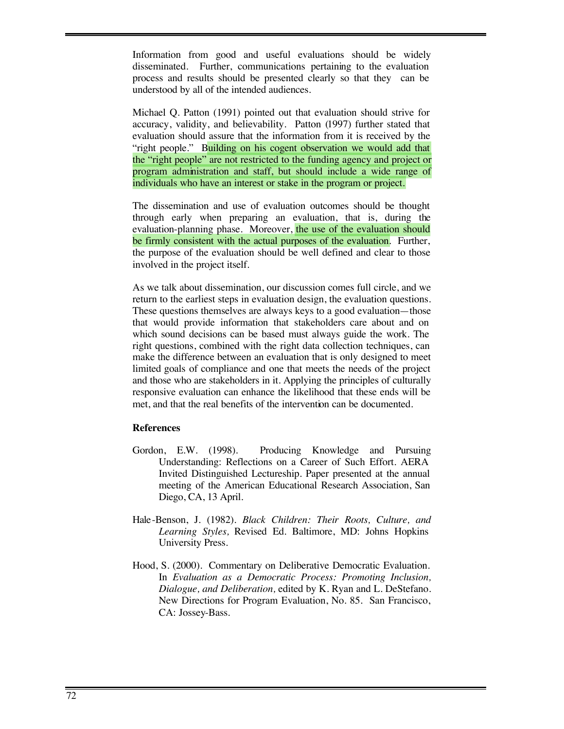Information from good and useful evaluations should be widely disseminated. Further, communications pertaining to the evaluation process and results should be presented clearly so that they can be understood by all of the intended audiences.

Michael Q. Patton (1991) pointed out that evaluation should strive for accuracy, validity, and believability. Patton (1997) further stated that evaluation should assure that the information from it is received by the "right people." Building on his cogent observation we would add that the "right people" are not restricted to the funding agency and project or program administration and staff, but should include a wide range of individuals who have an interest or stake in the program or project.

The dissemination and use of evaluation outcomes should be thought through early when preparing an evaluation, that is, during the evaluation-planning phase. Moreover, the use of the evaluation should be firmly consistent with the actual purposes of the evaluation. Further, the purpose of the evaluation should be well defined and clear to those involved in the project itself.

As we talk about dissemination, our discussion comes full circle, and we return to the earliest steps in evaluation design, the evaluation questions. These questions themselves are always keys to a good evaluation—those that would provide information that stakeholders care about and on which sound decisions can be based must always guide the work. The right questions, combined with the right data collection techniques, can make the difference between an evaluation that is only designed to meet limited goals of compliance and one that meets the needs of the project and those who are stakeholders in it. Applying the principles of culturally responsive evaluation can enhance the likelihood that these ends will be met, and that the real benefits of the intervention can be documented.

**References**

Gordon, E.W. (1998). Producing Knowledge and Pursuing Understanding: Reflections on a Career of Such Effort. AERA Invited Distinguished Lectureship. Paper presented at the annual meeting of the American Educational Research Association, San Diego, CA, 13 April.

Hale-Benson, J. (1982). *Black Children: Their Roots, Culture, and Learning Styles,* Revised Ed. Baltimore, MD: Johns Hopkins University Press.

Hood, S. (2000). Commentary on Deliberative Democratic Evaluation. In *Evaluation as a Democratic Process: Promoting Inclusion, Dialogue, and Deliberation,* edited by K. Ryan and L. DeStefano. New Directions for Program Evaluation, No. 85. San Francisco, CA: Jossey-Bass.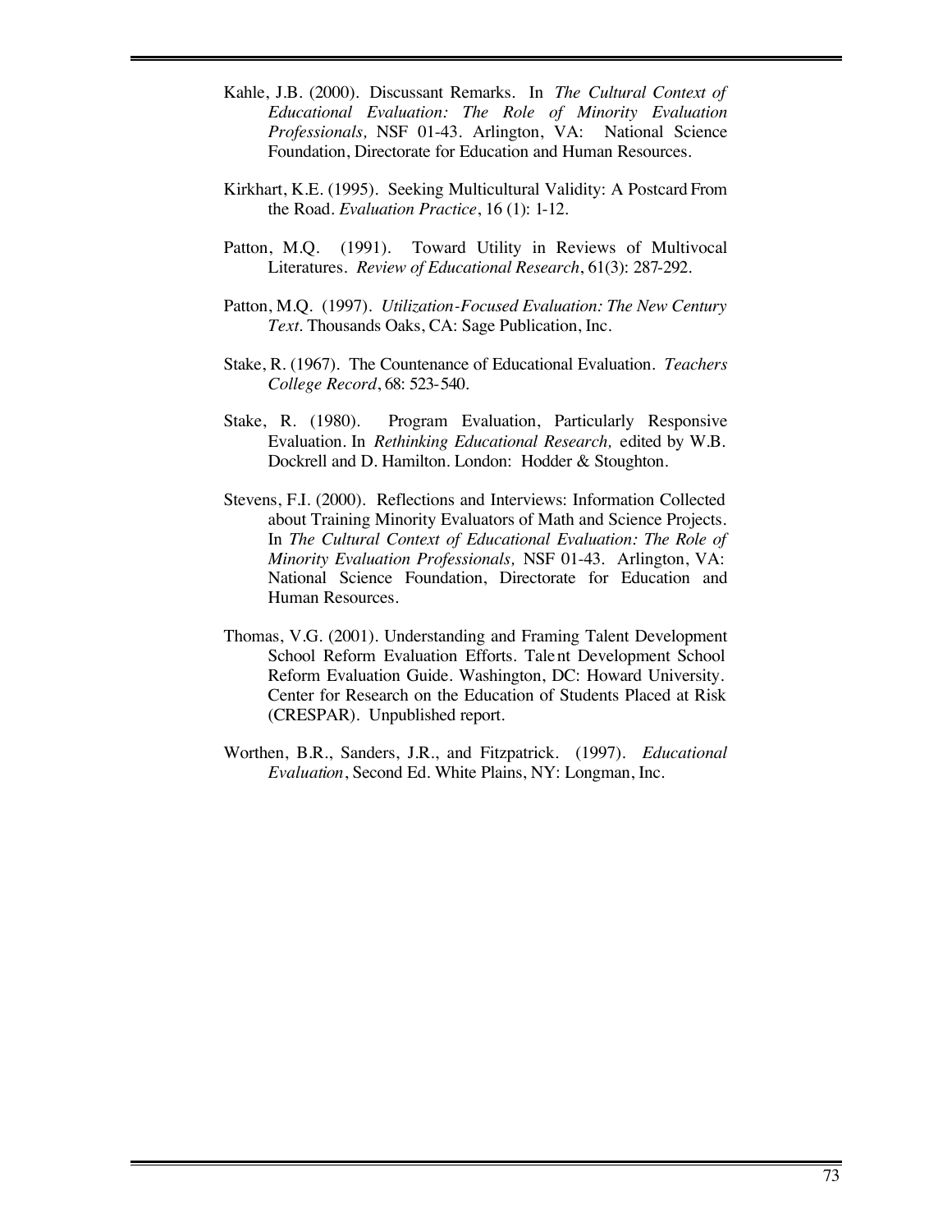Kahle, J.B. (2000). Discussant Remarks. In *The Cultural Context of Educational Evaluation: The Role of Minority Evaluation Professionals,* NSF 01-43. Arlington, VA: National Science Foundation, Directorate for Education and Human Resources.

Kirkhart, K.E. (1995). Seeking Multicultural Validity: A Postcard From the Road. *Evaluation Practice*, 16 (1): 1-12.

Patton, M.Q. (1991). Toward Utility in Reviews of Multivocal Literatures. *Review of Educational Research*, 61(3): 287-292.

Patton, M.Q. (1997). *Utilization-Focused Evaluation: The New Century Text.* Thousands Oaks, CA: Sage Publication, Inc.

Stake, R. (1967). The Countenance of Educational Evaluation. *Teachers College Record*, 68: 523-540.

Stake, R. (1980). Program Evaluation, Particularly Responsive Evaluation. In *Rethinking Educational Research,* edited by W.B. Dockrell and D. Hamilton. London: Hodder & Stoughton.

Stevens, F.I. (2000). Reflections and Interviews: Information Collected about Training Minority Evaluators of Math and Science Projects. In *The Cultural Context of Educational Evaluation: The Role of Minority Evaluation Professionals,* NSF 01-43. Arlington, VA: National Science Foundation, Directorate for Education and Human Resources.

Thomas, V.G. (2001). Understanding and Framing Talent Development School Reform Evaluation Efforts. Talent Development School Reform Evaluation Guide. Washington, DC: Howard University. Center for Research on the Education of Students Placed at Risk (CRESPAR). Unpublished report.

Worthen, B.R., Sanders, J.R., and Fitzpatrick. (1997). *Educational Evaluation*, Second Ed. White Plains, NY: Longman, Inc.